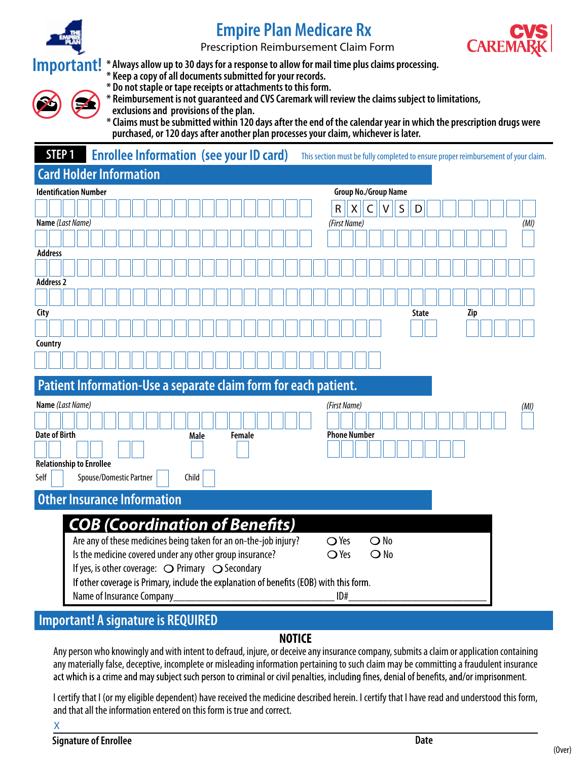# Empire Plan Medicare Rx

Prescription Reimbursement Claim Form

**Important!**

- Always allow up to 30 days for a response to allow for mail time plus claims processing.
- Keep a copy of all documents submitted for your records.
- Do not staple or tape receipts or attachments to this form.
- Reimbursement is not guaranteed and CVS Caremark will review the claims subject to limitations, exclusions and provisions of the plan.
- Claims must be submitted within 120 days after the end of the calendar year in which the prescription drugs were purchased, or 120 days after another plan processes your claim, whichever is later.

## STEP 1 Enrollee Information (see your ID card)

This section must be fully completed to ensure proper reimbursement of your claim.

### Card Holder Information

**Identification Number**

**Group No./Group Name** R X C V S D

**Name** *(Last Name)* *(First Name)* *(MI)*

**Address**

**Address 2**

**City** **State** **Zip**

**Country**

### Patient Information-Use a separate claim form for each patient.

**Name** *(Last Name)* *(First Name)* *(MI)*

**Date of Birth** **Male** **Female** **Phone Number**

**Relationship to Enrollee**

Self ☐ Spouse/Domestic Partner ☐ Child ☐

### Other Insurance Information

#### COB (Coordination of Benefits)

Are any of these medicines being taken for an on-the-job injury? ○ Yes ○ No

Is the medicine covered under any other group insurance? ○ Yes ○ No

If yes, is other coverage: ○ Primary ○ Secondary

If other coverage is Primary, include the explanation of benefits (EOB) with this form.

Name of Insurance Company________________________________ ID#____________________________

### Important! A signature is REQUIRED

**NOTICE**

Any person who knowingly and with intent to defraud, injure, or deceive any insurance company, submits a claim or application containing any materially false, deceptive, incomplete or misleading information pertaining to such claim may be committing a fraudulent insurance act which is a crime and may subject such person to criminal or civil penalties, including fines, denial of benefits, and/or imprisonment.

I certify that I (or my eligible dependent) have received the medicine described herein. I certify that I have read and understood this form, and that all the information entered on this form is true and correct.

X

**Signature of Enrollee** **Date**

(Over)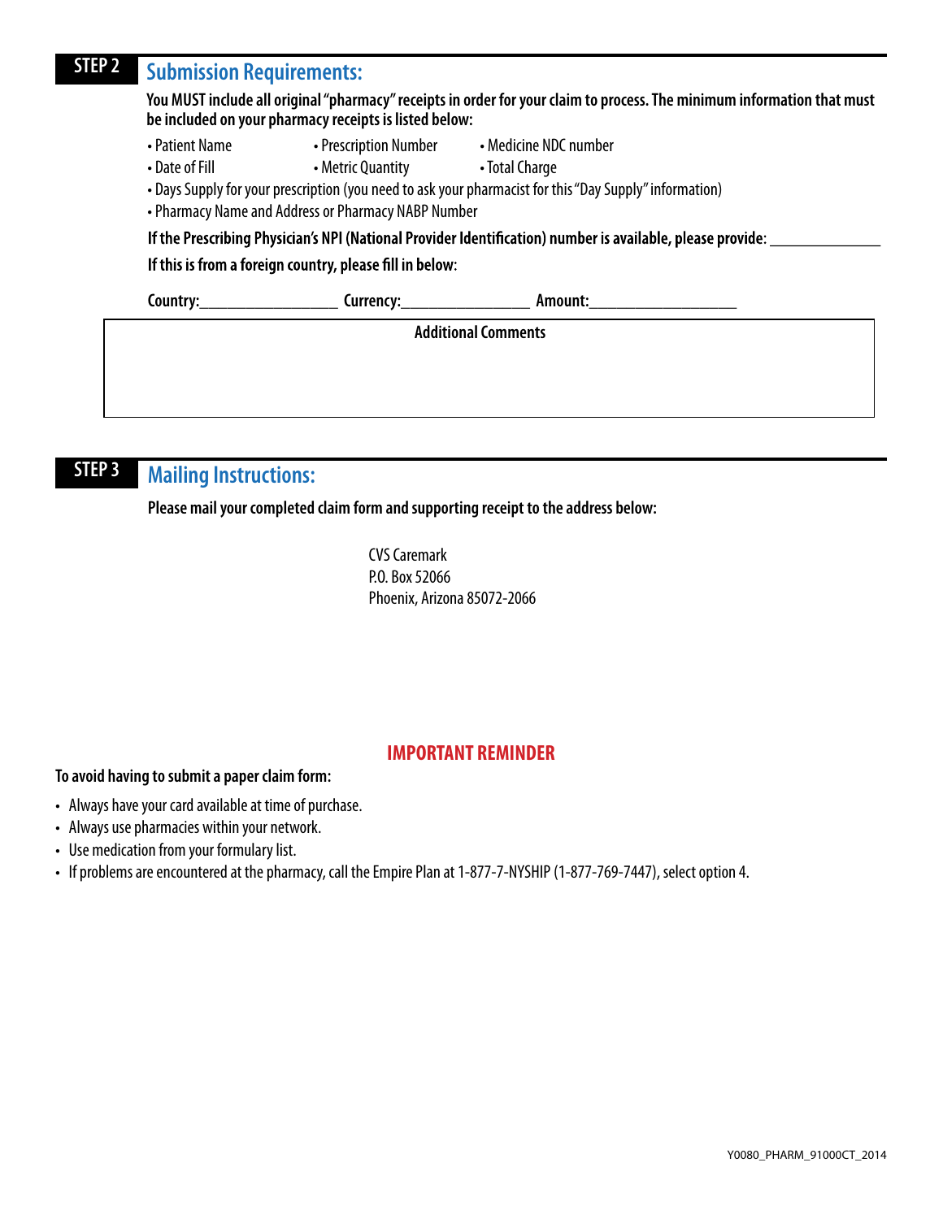## STEP 2 Submission Requirements:

**You MUST include all original "pharmacy" receipts in order for your claim to process. The minimum information that must be included on your pharmacy receipts is listed below:**

- Patient Name
- Prescription Number
- Medicine NDC number
- Date of Fill
- Metric Quantity
- Total Charge
- Days Supply for your prescription (you need to ask your pharmacist for this "Day Supply" information)
- Pharmacy Name and Address or Pharmacy NABP Number

**If the Prescribing Physician's NPI (National Provider Identification) number is available, please provide:** _______________

**If this is from a foreign country, please fill in below:**

**Country:**__________________ **Currency:**_________________ **Amount:**____________________

| **Additional Comments** |
| --- |
| |

## STEP 3 Mailing Instructions:

**Please mail your completed claim form and supporting receipt to the address below:**

CVS Caremark
P.O. Box 52066
Phoenix, Arizona 85072-2066

### IMPORTANT REMINDER

**To avoid having to submit a paper claim form:**

- Always have your card available at time of purchase.
- Always use pharmacies within your network.
- Use medication from your formulary list.
- If problems are encountered at the pharmacy, call the Empire Plan at 1-877-7-NYSHIP (1-877-769-7447), select option 4.

Y0080_PHARM_91000CT_2014